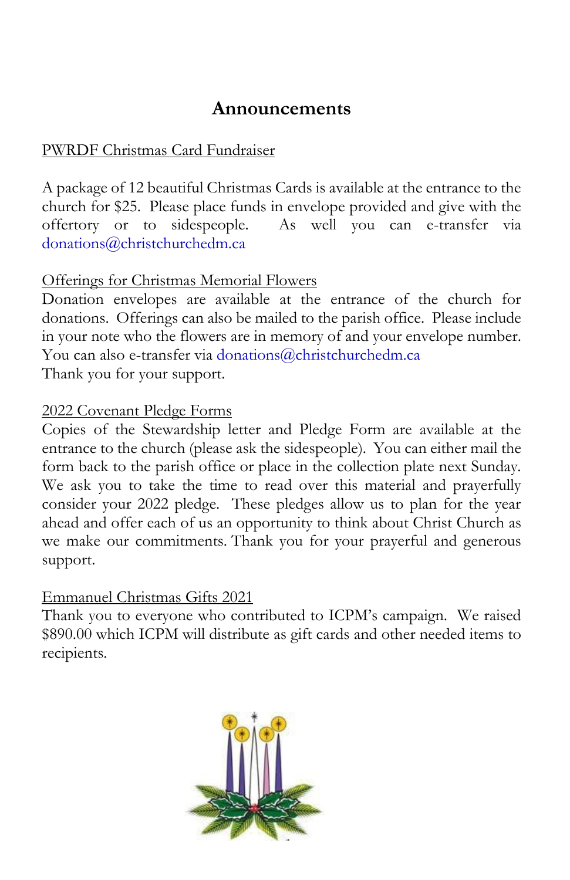# Announcements

PWRDF Christmas Card Fundraiser

A package of 12 beautiful Christmas Cards is available at the entrance to the church for $25. Please place funds in envelope provided and give with the offertory or to sidespeople. As well you can e-transfer via donations@christchurchedm.ca

Offerings for Christmas Memorial Flowers

Donation envelopes are available at the entrance of the church for donations. Offerings can also be mailed to the parish office. Please include in your note who the flowers are in memory of and your envelope number. You can also e-transfer via donations@christchurchedm.ca

Thank you for your support.

2022 Covenant Pledge Forms

Copies of the Stewardship letter and Pledge Form are available at the entrance to the church (please ask the sidespeople). You can either mail the form back to the parish office or place in the collection plate next Sunday. We ask you to take the time to read over this material and prayerfully consider your 2022 pledge. These pledges allow us to plan for the year ahead and offer each of us an opportunity to think about Christ Church as we make our commitments. Thank you for your prayerful and generous support.

Emmanuel Christmas Gifts 2021

Thank you to everyone who contributed to ICPM's campaign. We raised $890.00 which ICPM will distribute as gift cards and other needed items to recipients.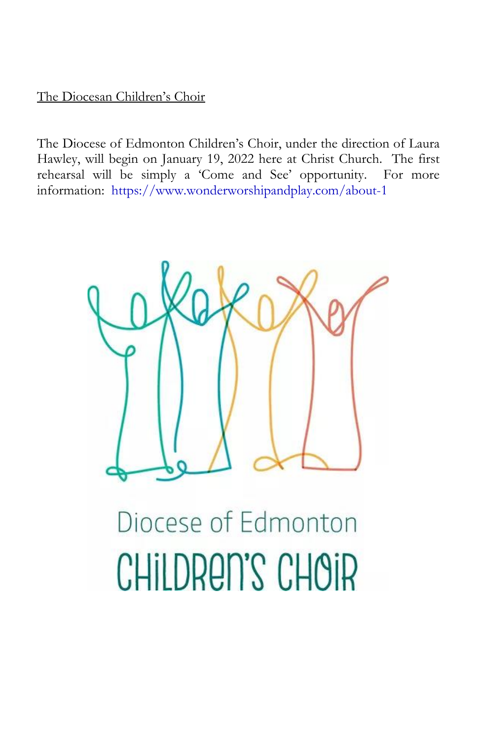The Diocesan Children's Choir

The Diocese of Edmonton Children's Choir, under the direction of Laura Hawley, will begin on January 19, 2022 here at Christ Church. The first rehearsal will be simply a 'Come and See' opportunity. For more information: https://www.wonderworshipandplay.com/about-1

Diocese of Edmonton

CHILDREN'S CHOIR